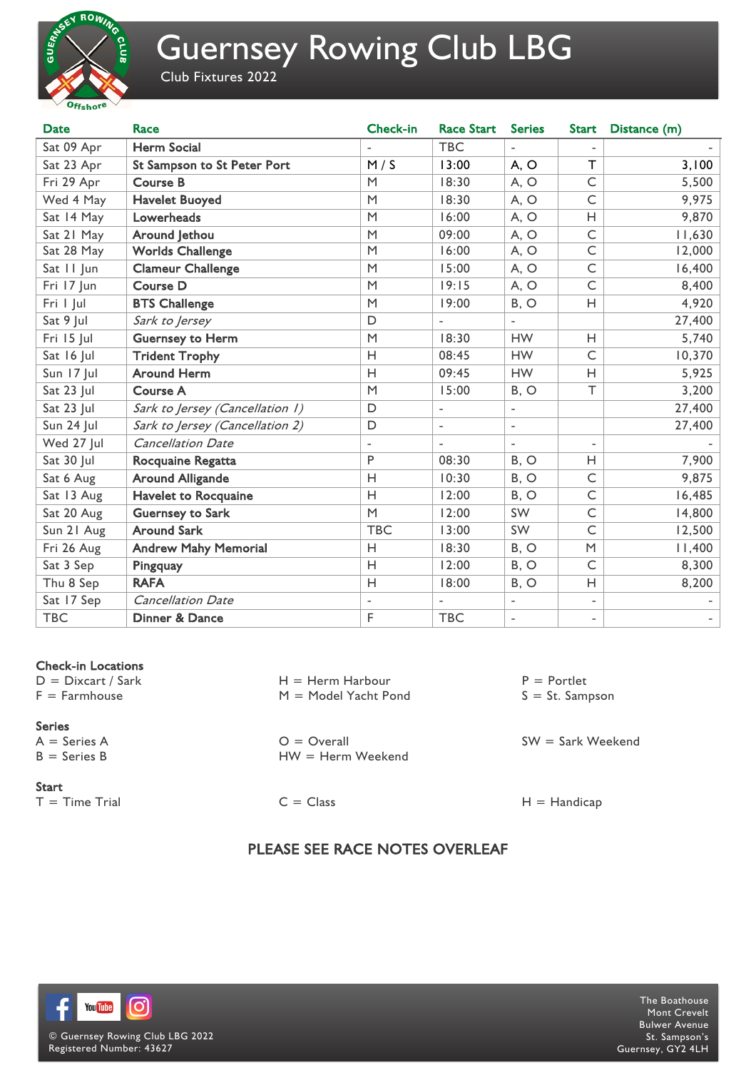# Guernsey Rowing Club LBG

Club Fixtures 2022

| Date | Race | Check-in | Race Start | Series | Start | Distance (m) |
|---|---|---|---|---|---|---|
| Sat 09 Apr | **Herm Social** | - | TBC | - | - | - |
| Sat 23 Apr | **St Sampson to St Peter Port** | M / S | 13:00 | A, O | T | 3,100 |
| Fri 29 Apr | **Course B** | M | 18:30 | A, O | C | 5,500 |
| Wed 4 May | **Havelet Buoyed** | M | 18:30 | A, O | C | 9,975 |
| Sat 14 May | **Lowerheads** | M | 16:00 | A, O | H | 9,870 |
| Sat 21 May | **Around Jethou** | M | 09:00 | A, O | C | 11,630 |
| Sat 28 May | **Worlds Challenge** | M | 16:00 | A, O | C | 12,000 |
| Sat 11 Jun | **Clameur Challenge** | M | 15:00 | A, O | C | 16,400 |
| Fri 17 Jun | **Course D** | M | 19:15 | A, O | C | 8,400 |
| Fri 1 Jul | **BTS Challenge** | M | 19:00 | B, O | H | 4,920 |
| Sat 9 Jul | *Sark to Jersey* | D | - | - | | 27,400 |
| Fri 15 Jul | **Guernsey to Herm** | M | 18:30 | HW | H | 5,740 |
| Sat 16 Jul | **Trident Trophy** | H | 08:45 | HW | C | 10,370 |
| Sun 17 Jul | **Around Herm** | H | 09:45 | HW | H | 5,925 |
| Sat 23 Jul | **Course A** | M | 15:00 | B, O | T | 3,200 |
| Sat 23 Jul | *Sark to Jersey (Cancellation 1)* | D | - | - | | 27,400 |
| Sun 24 Jul | *Sark to Jersey (Cancellation 2)* | D | - | - | | 27,400 |
| Wed 27 Jul | *Cancellation Date* | - | - | - | - | - |
| Sat 30 Jul | **Rocquaine Regatta** | P | 08:30 | B, O | H | 7,900 |
| Sat 6 Aug | **Around Alligande** | H | 10:30 | B, O | C | 9,875 |
| Sat 13 Aug | **Havelet to Rocquaine** | H | 12:00 | B, O | C | 16,485 |
| Sat 20 Aug | **Guernsey to Sark** | M | 12:00 | SW | C | 14,800 |
| Sun 21 Aug | **Around Sark** | TBC | 13:00 | SW | C | 12,500 |
| Fri 26 Aug | **Andrew Mahy Memorial** | H | 18:30 | B, O | M | 11,400 |
| Sat 3 Sep | **Pingquay** | H | 12:00 | B, O | C | 8,300 |
| Thu 8 Sep | **RAFA** | H | 18:00 | B, O | H | 8,200 |
| Sat 17 Sep | *Cancellation Date* | - | - | - | - | - |
| TBC | **Dinner & Dance** | F | TBC | - | - | - |

**Check-in Locations**

D = Dixcart / Sark
F = Farmhouse
H = Herm Harbour
M = Model Yacht Pond
P = Portlet
S = St. Sampson

**Series**

A = Series A
B = Series B
O = Overall
HW = Herm Weekend
SW = Sark Weekend

**Start**

T = Time Trial
C = Class
H = Handicap

PLEASE SEE RACE NOTES OVERLEAF

© Guernsey Rowing Club LBG 2022
Registered Number: 43627

The Boathouse
Mont Crevelt
Bulwer Avenue
St. Sampson's
Guernsey, GY2 4LH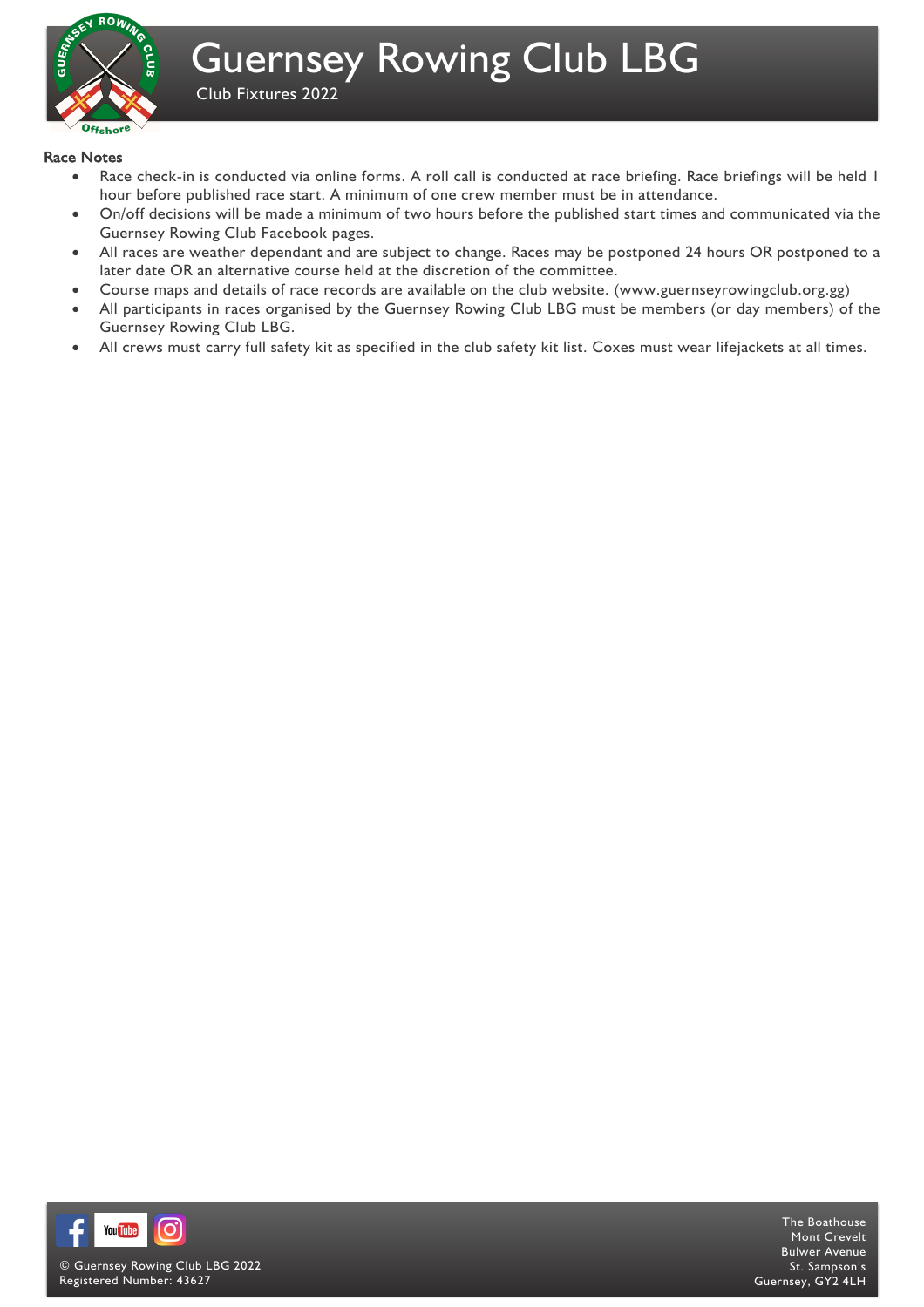### Race Notes

- Race check-in is conducted via online forms. A roll call is conducted at race briefing. Race briefings will be held 1 hour before published race start. A minimum of one crew member must be in attendance.
- On/off decisions will be made a minimum of two hours before the published start times and communicated via the Guernsey Rowing Club Facebook pages.
- All races are weather dependant and are subject to change. Races may be postponed 24 hours OR postponed to a later date OR an alternative course held at the discretion of the committee.
- Course maps and details of race records are available on the club website. (www.guernseyrowingclub.org.gg)
- All participants in races organised by the Guernsey Rowing Club LBG must be members (or day members) of the Guernsey Rowing Club LBG.
- All crews must carry full safety kit as specified in the club safety kit list. Coxes must wear lifejackets at all times.